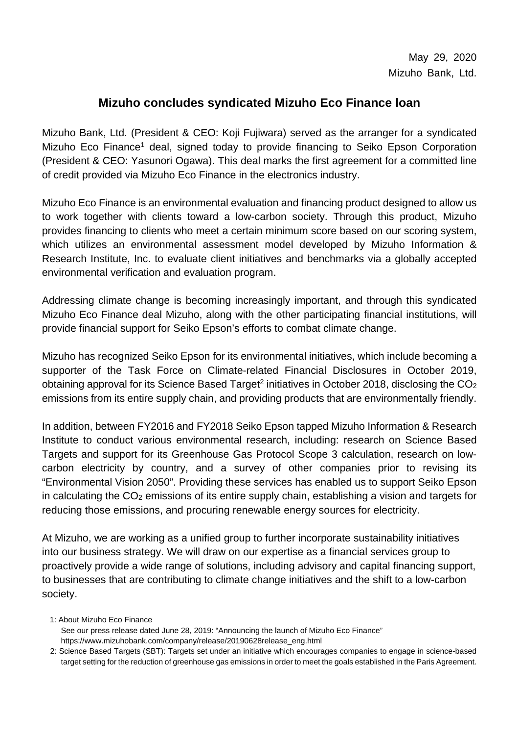May 29, 2020
Mizuho Bank, Ltd.

# Mizuho concludes syndicated Mizuho Eco Finance loan

Mizuho Bank, Ltd. (President & CEO: Koji Fujiwara) served as the arranger for a syndicated Mizuho Eco Finance[1] deal, signed today to provide financing to Seiko Epson Corporation (President & CEO: Yasunori Ogawa). This deal marks the first agreement for a committed line of credit provided via Mizuho Eco Finance in the electronics industry.

Mizuho Eco Finance is an environmental evaluation and financing product designed to allow us to work together with clients toward a low-carbon society. Through this product, Mizuho provides financing to clients who meet a certain minimum score based on our scoring system, which utilizes an environmental assessment model developed by Mizuho Information & Research Institute, Inc. to evaluate client initiatives and benchmarks via a globally accepted environmental verification and evaluation program.

Addressing climate change is becoming increasingly important, and through this syndicated Mizuho Eco Finance deal Mizuho, along with the other participating financial institutions, will provide financial support for Seiko Epson's efforts to combat climate change.

Mizuho has recognized Seiko Epson for its environmental initiatives, which include becoming a supporter of the Task Force on Climate-related Financial Disclosures in October 2019, obtaining approval for its Science Based Target[2] initiatives in October 2018, disclosing the $CO_2$ emissions from its entire supply chain, and providing products that are environmentally friendly.

In addition, between FY2016 and FY2018 Seiko Epson tapped Mizuho Information & Research Institute to conduct various environmental research, including: research on Science Based Targets and support for its Greenhouse Gas Protocol Scope 3 calculation, research on low-carbon electricity by country, and a survey of other companies prior to revising its "Environmental Vision 2050". Providing these services has enabled us to support Seiko Epson in calculating the $CO_2$ emissions of its entire supply chain, establishing a vision and targets for reducing those emissions, and procuring renewable energy sources for electricity.

At Mizuho, we are working as a unified group to further incorporate sustainability initiatives into our business strategy. We will draw on our expertise as a financial services group to proactively provide a wide range of solutions, including advisory and capital financing support, to businesses that are contributing to climate change initiatives and the shift to a low-carbon society.

1: About Mizuho Eco Finance
See our press release dated June 28, 2019: "Announcing the launch of Mizuho Eco Finance"
https://www.mizuhobank.com/company/release/20190628release_eng.html

2: Science Based Targets (SBT): Targets set under an initiative which encourages companies to engage in science-based target setting for the reduction of greenhouse gas emissions in order to meet the goals established in the Paris Agreement.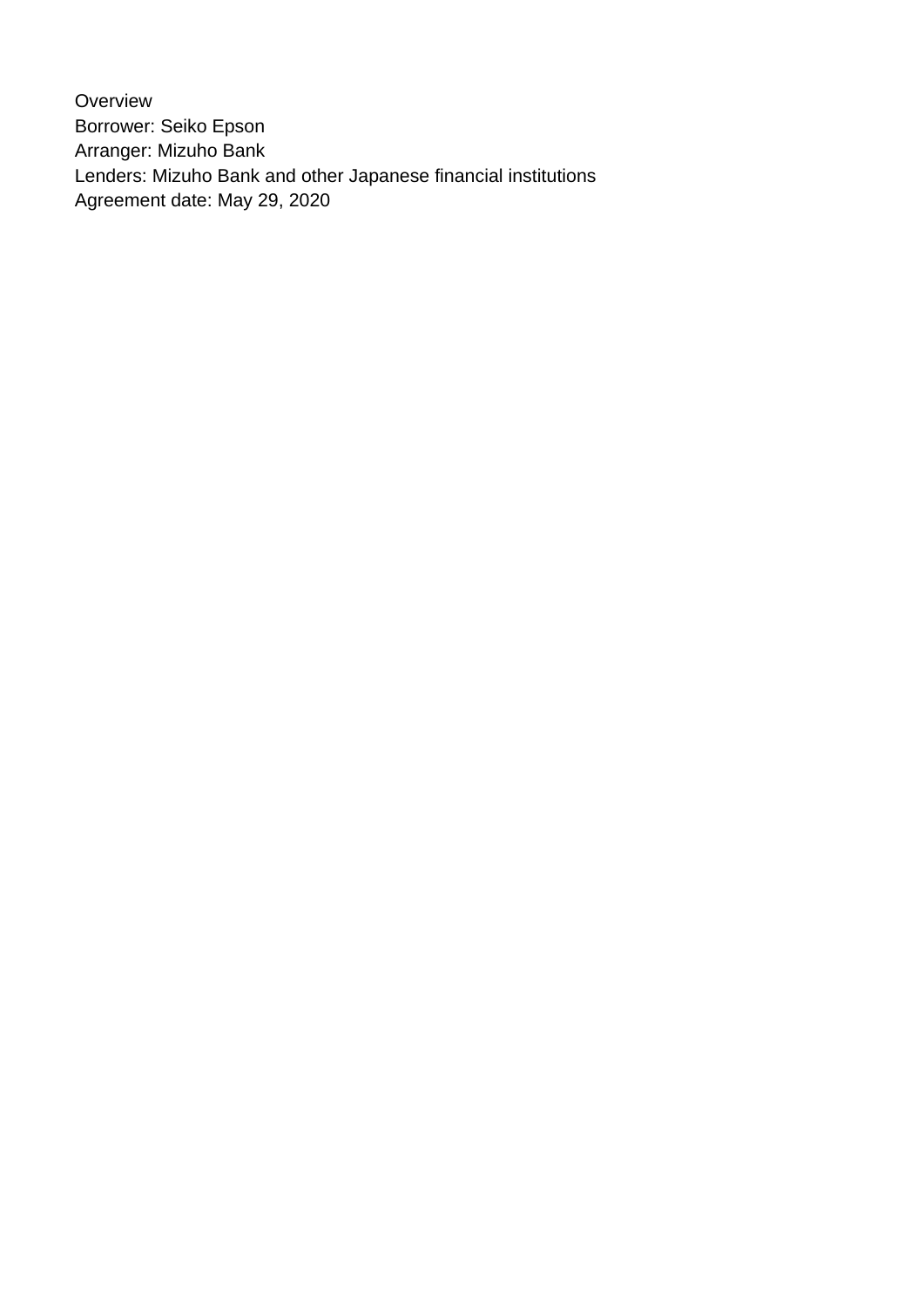Overview

Borrower: Seiko Epson

Arranger: Mizuho Bank

Lenders: Mizuho Bank and other Japanese financial institutions

Agreement date: May 29, 2020